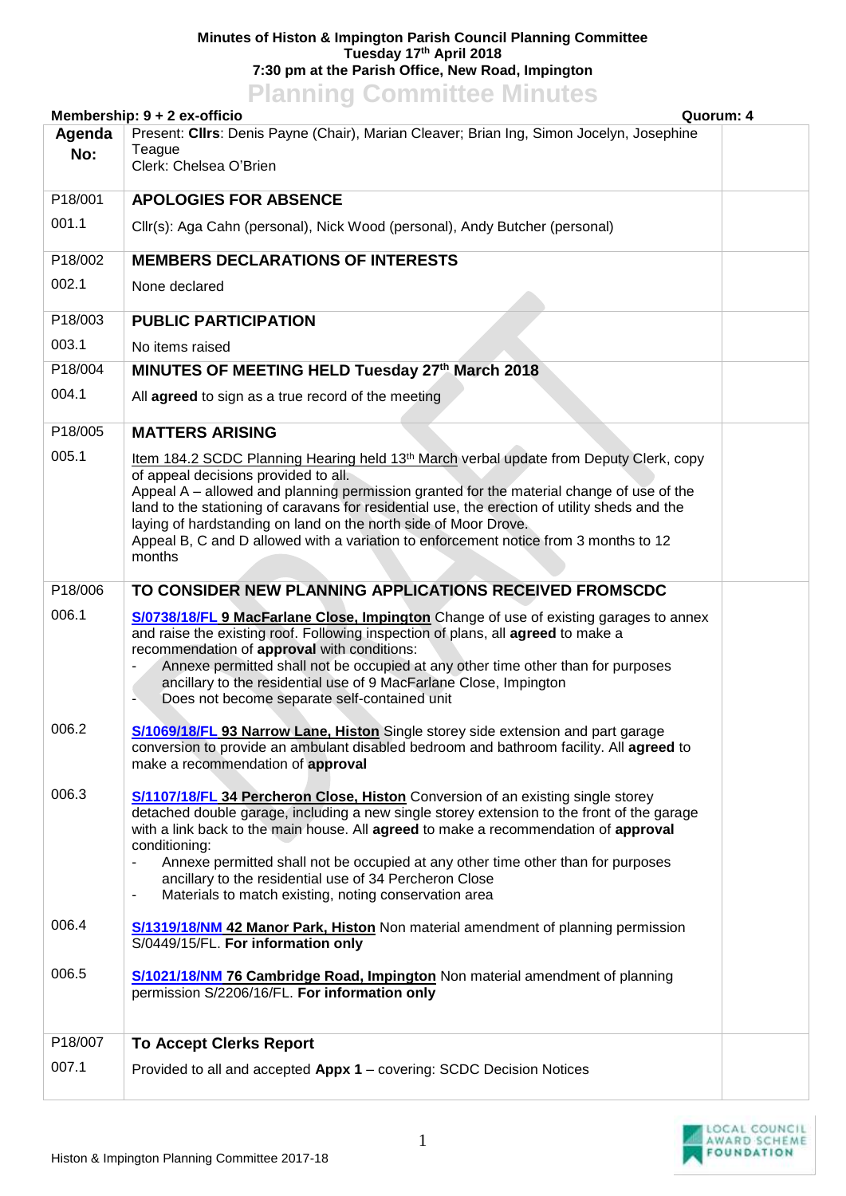**Minutes of Histon & Impington Parish Council Planning Committee**
**Tuesday 17th April 2018**
**7:30 pm at the Parish Office, New Road, Impington**

# Planning Committee Minutes

**Membership: 9 + 2 ex-officio** **Quorum: 4**

| Agenda No: | Present: **Cllrs**: Denis Payne (Chair), Marian Cleaver; Brian Ing, Simon Jocelyn, Josephine Teague<br>Clerk: Chelsea O'Brien | |
|---|---|---|
| P18/001 | **APOLOGIES FOR ABSENCE** | |
| 001.1 | Cllr(s): Aga Cahn (personal), Nick Wood (personal), Andy Butcher (personal) | |
| P18/002 | **MEMBERS DECLARATIONS OF INTERESTS** | |
| 002.1 | None declared | |
| P18/003 | **PUBLIC PARTICIPATION** | |
| 003.1 | No items raised | |
| P18/004 | **MINUTES OF MEETING HELD Tuesday 27th March 2018** | |
| 004.1 | All **agreed** to sign as a true record of the meeting | |
| P18/005 | **MATTERS ARISING** | |
| 005.1 | Item 184.2 SCDC Planning Hearing held 13th March verbal update from Deputy Clerk, copy of appeal decisions provided to all.<br>Appeal A – allowed and planning permission granted for the material change of use of the land to the stationing of caravans for residential use, the erection of utility sheds and the laying of hardstanding on land on the north side of Moor Drove.<br>Appeal B, C and D allowed with a variation to enforcement notice from 3 months to 12 months | |
| P18/006 | **TO CONSIDER NEW PLANNING APPLICATIONS RECEIVED FROMSCDC** | |
| 006.1 | **S/0738/18/FL 9 MacFarlane Close, Impington** Change of use of existing garages to annex and raise the existing roof. Following inspection of plans, all **agreed** to make a recommendation of **approval** with conditions:<br>- Annexe permitted shall not be occupied at any other time other than for purposes ancillary to the residential use of 9 MacFarlane Close, Impington<br>- Does not become separate self-contained unit | |
| 006.2 | **S/1069/18/FL 93 Narrow Lane, Histon** Single storey side extension and part garage conversion to provide an ambulant disabled bedroom and bathroom facility. All **agreed** to make a recommendation of **approval** | |
| 006.3 | **S/1107/18/FL 34 Percheron Close, Histon** Conversion of an existing single storey detached double garage, including a new single storey extension to the front of the garage with a link back to the main house. All **agreed** to make a recommendation of **approval** conditioning:<br>- Annexe permitted shall not be occupied at any other time other than for purposes ancillary to the residential use of 34 Percheron Close<br>- Materials to match existing, noting conservation area | |
| 006.4 | **S/1319/18/NM 42 Manor Park, Histon** Non material amendment of planning permission S/0449/15/FL. **For information only** | |
| 006.5 | **S/1021/18/NM 76 Cambridge Road, Impington** Non material amendment of planning permission S/2206/16/FL. **For information only** | |
| P18/007 | **To Accept Clerks Report** | |
| 007.1 | Provided to all and accepted **Appx 1** – covering: SCDC Decision Notices | |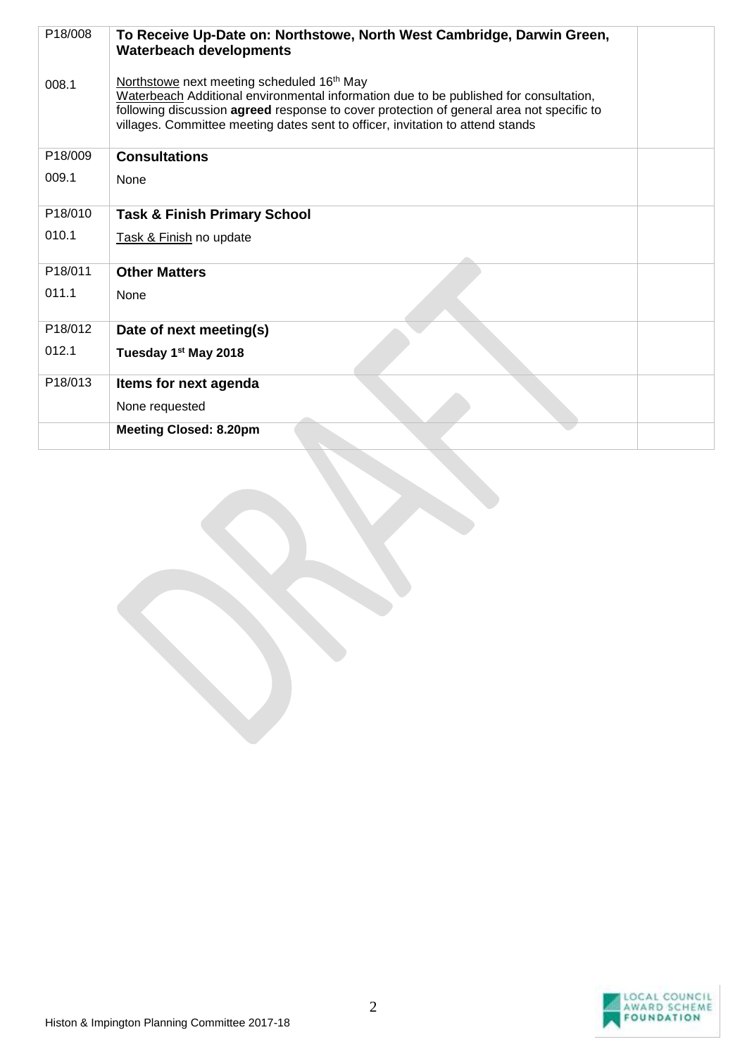| | | |
|---|---|---|
| P18/008 | **To Receive Up-Date on: Northstowe, North West Cambridge, Darwin Green, Waterbeach developments** | |
| 008.1 | Northstowe next meeting scheduled 16th May<br>Waterbeach Additional environmental information due to be published for consultation, following discussion **agreed** response to cover protection of general area not specific to villages. Committee meeting dates sent to officer, invitation to attend stands | |
| P18/009 | **Consultations** | |
| 009.1 | None | |
| P18/010 | **Task & Finish Primary School** | |
| 010.1 | Task & Finish no update | |
| P18/011 | **Other Matters** | |
| 011.1 | None | |
| P18/012 | **Date of next meeting(s)** | |
| 012.1 | **Tuesday 1st May 2018** | |
| P18/013 | **Items for next agenda** | |
| | None requested | |
| | **Meeting Closed: 8.20pm** | |